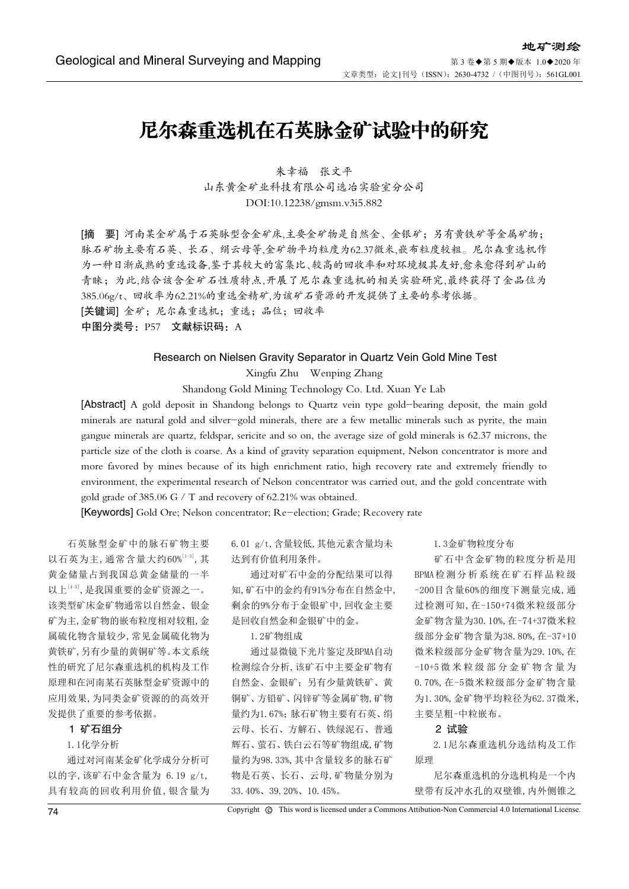# 尼尔森重选机在石英脉金矿试验中的研究

朱幸福　张文平

山东黄金矿业科技有限公司选冶实验室分公司

DOI:10.12238/gmsm.v3i5.882

**[摘　要]** 河南某金矿属于石英脉型含金矿床,主要金矿物是自然金、金银矿；另有黄铁矿等金属矿物；脉石矿物主要有石英、长石、绢云母等,金矿物平均粒度为62.37微米,嵌布粒度较粗。尼尔森重选机作为一种日渐成熟的重选设备,鉴于其较大的富集比、较高的回收率和对环境极其友好,愈来愈得到矿山的青睐；为此,结合该含金矿石性质特点,开展了尼尔森重选机的相关实验研究,最终获得了金品位为385.06g/t、回收率为62.21%的重选金精矿,为该矿石资源的开发提供了主要的参考依据。

**[关键词]** 金矿；尼尔森重选机；重选；品位；回收率

**中图分类号**：P57　**文献标识码**：A

## Research on Nielsen Gravity Separator in Quartz Vein Gold Mine Test

Xingfu Zhu　Wenping Zhang

Shandong Gold Mining Technology Co. Ltd. Xuan Ye Lab

**[Abstract]** A gold deposit in Shandong belongs to Quartz vein type gold-bearing deposit, the main gold minerals are natural gold and silver-gold minerals, there are a few metallic minerals such as pyrite, the main gangue minerals are quartz, feldspar, sericite and so on, the average size of gold minerals is 62.37 microns, the particle size of the cloth is coarse. As a kind of gravity separation equipment, Nelson concentrator is more and more favored by mines because of its high enrichment ratio, high recovery rate and extremely friendly to environment, the experimental research of Nelson concentrator was carried out, and the gold concentrate with gold grade of 385.06 G / T and recovery of 62.21% was obtained.

**[Keywords]** Gold Ore; Nelson concentrator; Re-election; Grade; Recovery rate

石英脉型金矿中的脉石矿物主要以石英为主,通常含量大约60%[1-3],其黄金储量占到我国总黄金储量的一半以上[4-5],是我国重要的金矿资源之一。该类型矿床金矿物通常以自然金、银金矿为主,金矿物的嵌布粒度相对较粗,金属硫化物含量较少,常见金属硫化物为黄铁矿,另有少量的黄铜矿等。本文系统性的研究了尼尔森重选机的机构及工作原理和在河南某石英脉型金矿资源中的应用效果,为同类金矿资源的的高效开发提供了重要的参考依据。

## 1 矿石组分

### 1.1化学分析

通过对河南某金矿化学成分分析可以的字,该矿石中金含量为 6.19 g/t,具有较高的回收利用价值,银含量为6.01 g/t,含量较低,其他元素含量均未达到有价值利用条件。

通过对矿石中金的分配结果可以得知,矿石中的金约有91%分布在自然金中,剩余的9%分布于金银矿中,回收金主要是回收自然金和金银矿中的金。

### 1.2矿物组成

通过显微镜下光片鉴定及BPMA自动检测综合分析,该矿石中主要金矿物有自然金、金银矿；另有少量黄铁矿、黄铜矿、方铅矿、闪锌矿等金属矿物,矿物量约为1.67%；脉石矿物主要有石英、绢云母、长石、方解石、铁绿泥石、普通辉石、萤石、铁白云石等矿物组成,矿物量约为98.33%,其中含量较多的脉石矿物是石英、长石、云母,矿物量分别为33.40%、39.20%、10.45%。

### 1.3金矿物粒度分布

矿石中含金矿物的粒度分析是用BPMA检测分析系统在矿石样品粒级-200目含量60%的细度下测量完成,通过检测可知,在-150+74微米粒级部分金矿物含量为30.10%,在-74+37微米粒级部分金矿物含量为38.80%,在-37+10微米粒级部分金矿物含量为29.10%,在-10+5微米粒级部分金矿物含量为0.70%,在-5微米粒级部分金矿物含量为1.30%,金矿物平均粒径为62.37微米,主要呈粗-中粒嵌布。

## 2 试验

### 2.1尼尔森重选机分选结构及工作原理

尼尔森重选机的分选机构是一个内壁带有反冲水孔的双壁锥,内外侧锥之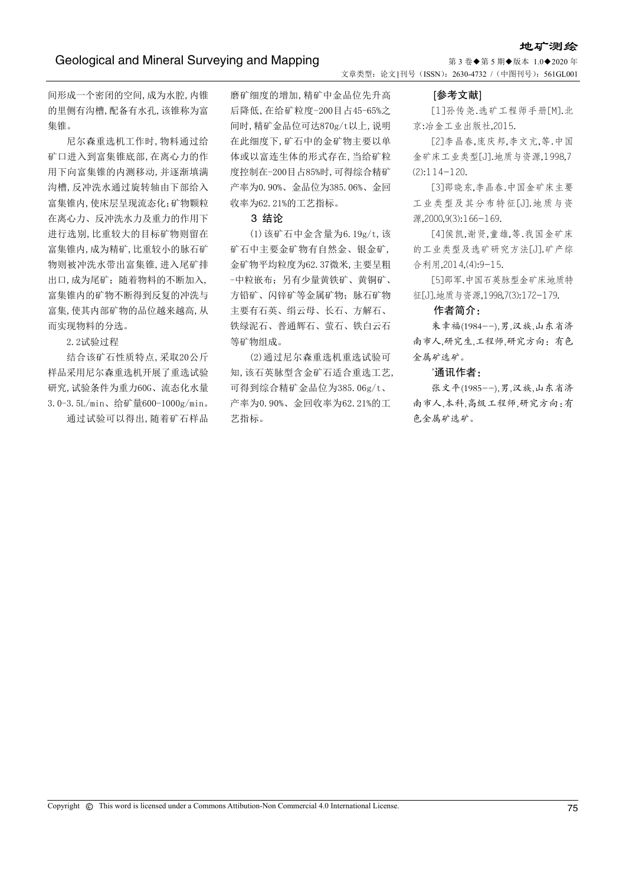间形成一个密闭的空间,成为水腔,内锥的里侧有沟槽,配备有水孔,该锥称为富集锥。

尼尔森重选机工作时,物料通过给矿口进入到富集锥底部,在离心力的作用下向富集锥的内测移动,并逐渐填满沟槽,反冲洗水通过旋转轴由下部给入富集锥内,使床层呈现流态化;矿物颗粒在离心力、反冲洗水力及重力的作用下进行选别,比重较大的目标矿物则留在富集锥内,成为精矿,比重较小的脉石矿物则被冲洗水带出富集锥,进入尾矿排出口,成为尾矿;随着物料的不断加入,富集锥内的矿物不断得到反复的冲洗与富集,使其内部矿物的品位越来越高,从而实现物料的分选。

2.2试验过程

结合该矿石性质特点,采取20公斤样品采用尼尔森重选机开展了重选试验研究,试验条件为重力60G、流态化水量3.0-3.5L/min、给矿量600-1000g/min。

通过试验可以得出,随着矿石样品磨矿细度的增加,精矿中金品位先升高后降低,在给矿粒度-200目占45-65%之间时,精矿金品位可达870g/t以上,说明在此细度下,矿石中的金矿物主要以单体或以富连生体的形式存在,当给矿粒度控制在-200目占85%时,可得综合精矿产率为0.90%、金品位为385.06%、金回收率为62.21%的工艺指标。

## 3 结论

(1)该矿石中金含量为6.19g/t,该矿石中主要金矿物有自然金、银金矿,金矿物平均粒度为62.37微米,主要呈粗-中粒嵌布;另有少量黄铁矿、黄铜矿、方铅矿、闪锌矿等金属矿物;脉石矿物主要有石英、绢云母、长石、方解石、铁绿泥石、普通辉石、萤石、铁白云石等矿物组成。

(2)通过尼尔森重选机重选试验可知,该石英脉型含金矿石适合重选工艺,可得到综合精矿金品位为385.06g/t、产率为0.90%、金回收率为62.21%的工艺指标。

## [参考文献]

[1]孙传尧.选矿工程师手册[M].北京:冶金工业出版社,2015.

[2]李晶春,庞庆邦,李文亢,等.中国金矿床工业类型[J].地质与资源,1998,7(2):114-120.

[3]邵晓东,李晶春.中国金矿床主要工业类型及其分布特征[J].地质与资源,2000,9(3):166-169.

[4]侯凯,谢贤,童雄,等.我国金矿床的工业类型及选矿研究方法[J].矿产综合利用,2014,(4):9-15.

[5]邵军.中国石英脉型金矿床地质特征[J].地质与资源,1998,7(3):172-179.

## 作者简介:

朱幸福(1984--),男,汉族,山东省济南市人,研究生,工程师,研究方向:有色金属矿选矿。

## *通讯作者:

张文平(1985--),男,汉族,山东省济南市人,本科,高级工程师,研究方向:有色金属矿选矿。